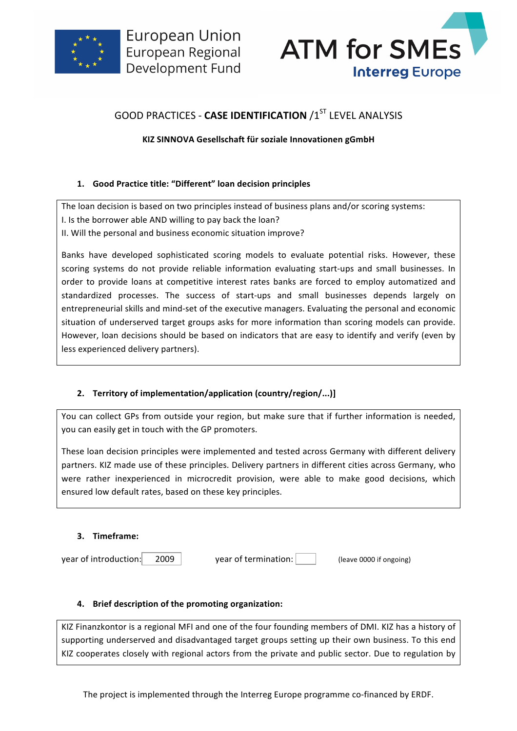European Union
European Regional
Development Fund

ATM for SMEs
Interreg Europe

# GOOD PRACTICES - **CASE IDENTIFICATION** /1ST LEVEL ANALYSIS

**KIZ SINNOVA Gesellschaft für soziale Innovationen gGmbH**

## 1. Good Practice title: "Different" loan decision principles

The loan decision is based on two principles instead of business plans and/or scoring systems:
I. Is the borrower able AND willing to pay back the loan?
II. Will the personal and business economic situation improve?

Banks have developed sophisticated scoring models to evaluate potential risks. However, these scoring systems do not provide reliable information evaluating start-ups and small businesses. In order to provide loans at competitive interest rates banks are forced to employ automatized and standardized processes. The success of start-ups and small businesses depends largely on entrepreneurial skills and mind-set of the executive managers. Evaluating the personal and economic situation of underserved target groups asks for more information than scoring models can provide. However, loan decisions should be based on indicators that are easy to identify and verify (even by less experienced delivery partners).

## 2. Territory of implementation/application (country/region/...)]

You can collect GPs from outside your region, but make sure that if further information is needed, you can easily get in touch with the GP promoters.

These loan decision principles were implemented and tested across Germany with different delivery partners. KIZ made use of these principles. Delivery partners in different cities across Germany, who were rather inexperienced in microcredit provision, were able to make good decisions, which ensured low default rates, based on these key principles.

## 3. Timeframe:

year of introduction: 2009 year of termination: (leave 0000 if ongoing)

## 4. Brief description of the promoting organization:

KIZ Finanzkontor is a regional MFI and one of the four founding members of DMI. KIZ has a history of supporting underserved and disadvantaged target groups setting up their own business. To this end KIZ cooperates closely with regional actors from the private and public sector. Due to regulation by

The project is implemented through the Interreg Europe programme co-financed by ERDF.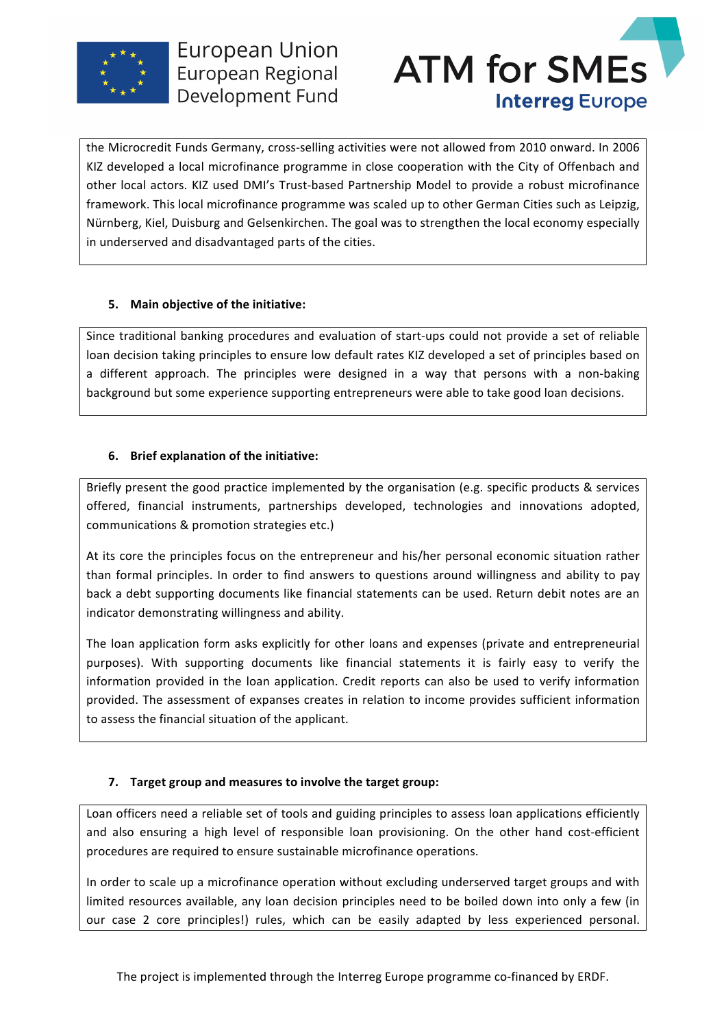the Microcredit Funds Germany, cross-selling activities were not allowed from 2010 onward. In 2006 KIZ developed a local microfinance programme in close cooperation with the City of Offenbach and other local actors. KIZ used DMI's Trust-based Partnership Model to provide a robust microfinance framework. This local microfinance programme was scaled up to other German Cities such as Leipzig, Nürnberg, Kiel, Duisburg and Gelsenkirchen. The goal was to strengthen the local economy especially in underserved and disadvantaged parts of the cities.

**5. Main objective of the initiative:**

Since traditional banking procedures and evaluation of start-ups could not provide a set of reliable loan decision taking principles to ensure low default rates KIZ developed a set of principles based on a different approach. The principles were designed in a way that persons with a non-baking background but some experience supporting entrepreneurs were able to take good loan decisions.

**6. Brief explanation of the initiative:**

Briefly present the good practice implemented by the organisation (e.g. specific products & services offered, financial instruments, partnerships developed, technologies and innovations adopted, communications & promotion strategies etc.)

At its core the principles focus on the entrepreneur and his/her personal economic situation rather than formal principles. In order to find answers to questions around willingness and ability to pay back a debt supporting documents like financial statements can be used. Return debit notes are an indicator demonstrating willingness and ability.

The loan application form asks explicitly for other loans and expenses (private and entrepreneurial purposes). With supporting documents like financial statements it is fairly easy to verify the information provided in the loan application. Credit reports can also be used to verify information provided. The assessment of expanses creates in relation to income provides sufficient information to assess the financial situation of the applicant.

**7. Target group and measures to involve the target group:**

Loan officers need a reliable set of tools and guiding principles to assess loan applications efficiently and also ensuring a high level of responsible loan provisioning. On the other hand cost-efficient procedures are required to ensure sustainable microfinance operations.

In order to scale up a microfinance operation without excluding underserved target groups and with limited resources available, any loan decision principles need to be boiled down into only a few (in our case 2 core principles!) rules, which can be easily adapted by less experienced personal.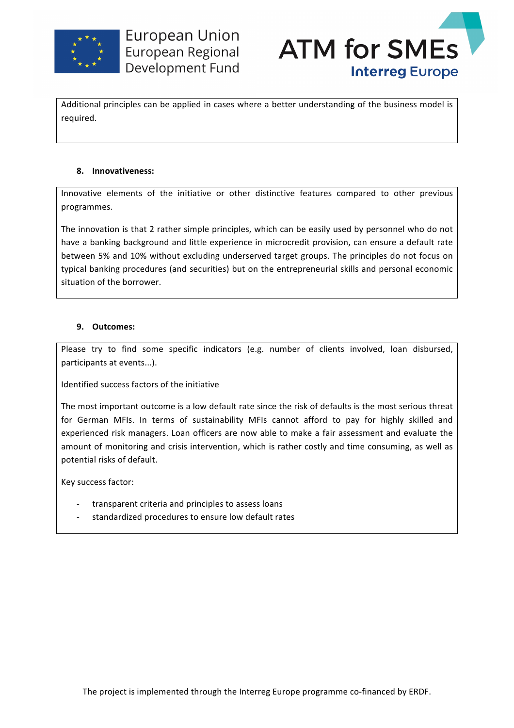Additional principles can be applied in cases where a better understanding of the business model is required.

**8. Innovativeness:**

Innovative elements of the initiative or other distinctive features compared to other previous programmes.

The innovation is that 2 rather simple principles, which can be easily used by personnel who do not have a banking background and little experience in microcredit provision, can ensure a default rate between 5% and 10% without excluding underserved target groups. The principles do not focus on typical banking procedures (and securities) but on the entrepreneurial skills and personal economic situation of the borrower.

**9. Outcomes:**

Please try to find some specific indicators (e.g. number of clients involved, loan disbursed, participants at events...).

Identified success factors of the initiative

The most important outcome is a low default rate since the risk of defaults is the most serious threat for German MFIs. In terms of sustainability MFIs cannot afford to pay for highly skilled and experienced risk managers. Loan officers are now able to make a fair assessment and evaluate the amount of monitoring and crisis intervention, which is rather costly and time consuming, as well as potential risks of default.

Key success factor:

- transparent criteria and principles to assess loans
- standardized procedures to ensure low default rates